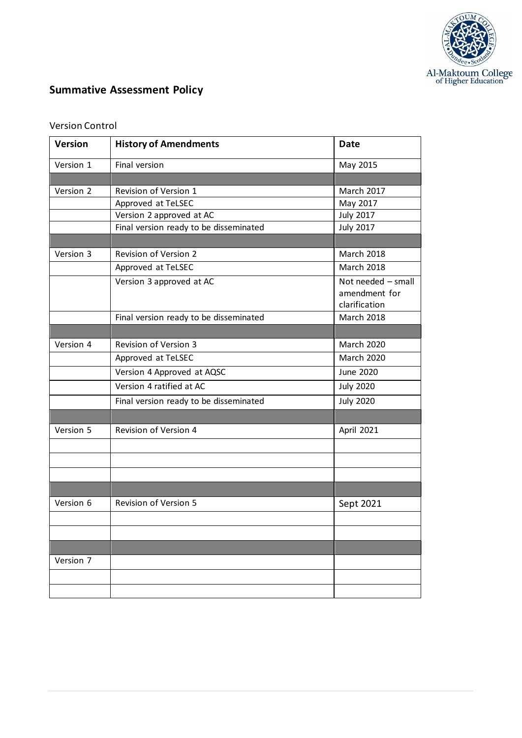# Summative Assessment Policy

Version Control

| Version | History of Amendments | Date |
|---|---|---|
| Version 1 | Final version | May 2015 |
| | | |
| Version 2 | Revision of Version 1 | March 2017 |
| | Approved at TeLSEC | May 2017 |
| | Version 2 approved at AC | July 2017 |
| | Final version ready to be disseminated | July 2017 |
| | | |
| Version 3 | Revision of Version 2 | March 2018 |
| | Approved at TeLSEC | March 2018 |
| | Version 3 approved at AC | Not needed – small amendment for clarification |
| | Final version ready to be disseminated | March 2018 |
| | | |
| Version 4 | Revision of Version 3 | March 2020 |
| | Approved at TeLSEC | March 2020 |
| | Version 4 Approved at AQSC | June 2020 |
| | Version 4 ratified at AC | July 2020 |
| | Final version ready to be disseminated | July 2020 |
| | | |
| Version 5 | Revision of Version 4 | April 2021 |
| | | |
| | | |
| | | |
| | | |
| Version 6 | Revision of Version 5 | Sept 2021 |
| | | |
| | | |
| | | |
| Version 7 | | |
| | | |
| | | |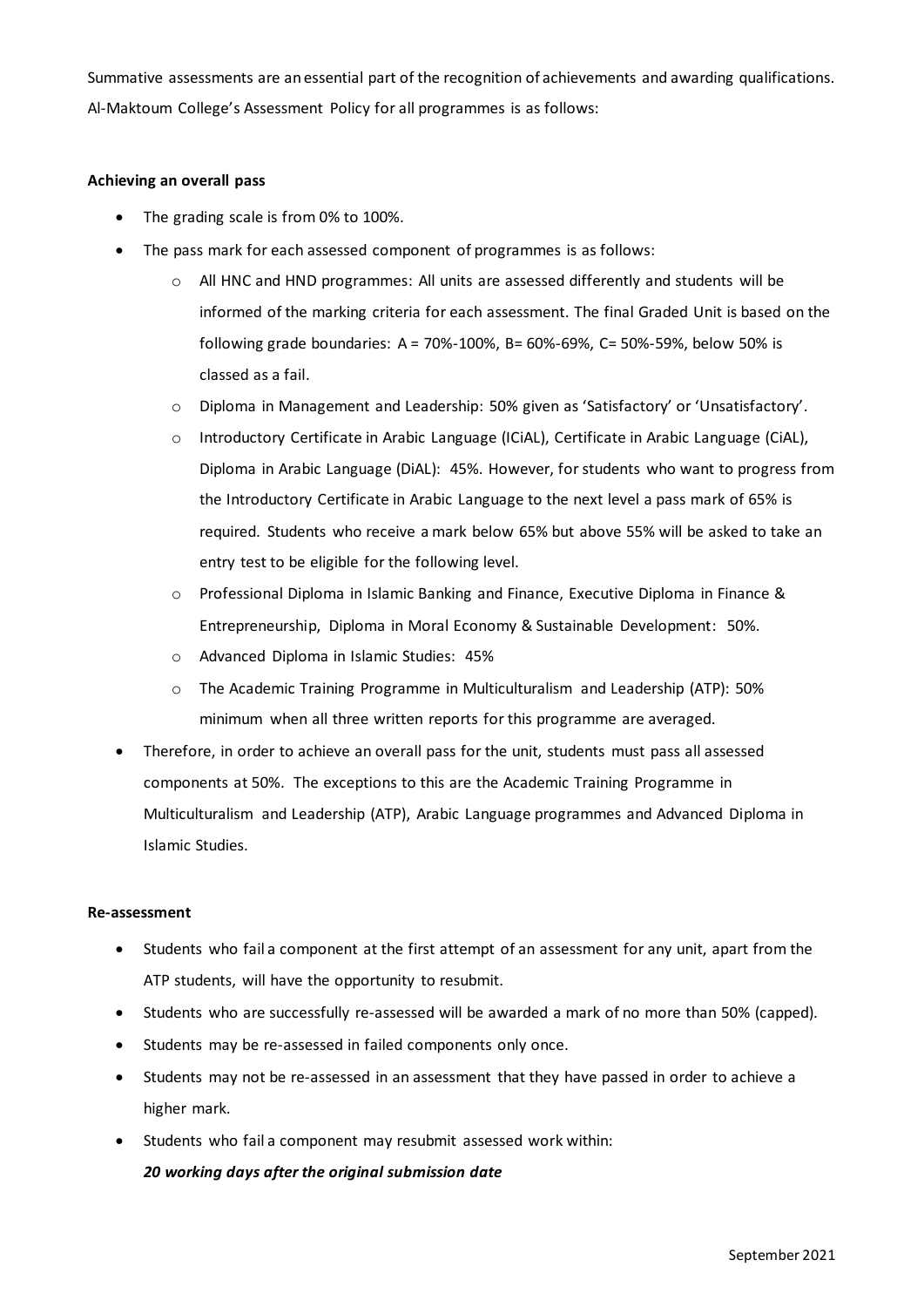Summative assessments are an essential part of the recognition of achievements and awarding qualifications. Al-Maktoum College's Assessment Policy for all programmes is as follows:

**Achieving an overall pass**

- The grading scale is from 0% to 100%.
- The pass mark for each assessed component of programmes is as follows:
  - All HNC and HND programmes: All units are assessed differently and students will be informed of the marking criteria for each assessment. The final Graded Unit is based on the following grade boundaries: A = 70%-100%, B= 60%-69%, C= 50%-59%, below 50% is classed as a fail.
  - Diploma in Management and Leadership: 50% given as 'Satisfactory' or 'Unsatisfactory'.
  - Introductory Certificate in Arabic Language (ICiAL), Certificate in Arabic Language (CiAL), Diploma in Arabic Language (DiAL): 45%. However, for students who want to progress from the Introductory Certificate in Arabic Language to the next level a pass mark of 65% is required. Students who receive a mark below 65% but above 55% will be asked to take an entry test to be eligible for the following level.
  - Professional Diploma in Islamic Banking and Finance, Executive Diploma in Finance & Entrepreneurship, Diploma in Moral Economy & Sustainable Development: 50%.
  - Advanced Diploma in Islamic Studies: 45%
  - The Academic Training Programme in Multiculturalism and Leadership (ATP): 50% minimum when all three written reports for this programme are averaged.
- Therefore, in order to achieve an overall pass for the unit, students must pass all assessed components at 50%. The exceptions to this are the Academic Training Programme in Multiculturalism and Leadership (ATP), Arabic Language programmes and Advanced Diploma in Islamic Studies.

**Re-assessment**

- Students who fail a component at the first attempt of an assessment for any unit, apart from the ATP students, will have the opportunity to resubmit.
- Students who are successfully re-assessed will be awarded a mark of no more than 50% (capped).
- Students may be re-assessed in failed components only once.
- Students may not be re-assessed in an assessment that they have passed in order to achieve a higher mark.
- Students who fail a component may resubmit assessed work within:

  ***20 working days after the original submission date***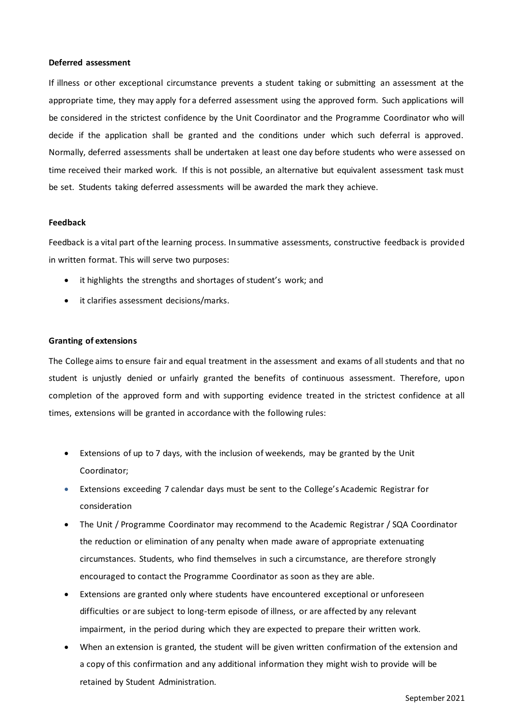**Deferred assessment**

If illness or other exceptional circumstance prevents a student taking or submitting an assessment at the appropriate time, they may apply for a deferred assessment using the approved form. Such applications will be considered in the strictest confidence by the Unit Coordinator and the Programme Coordinator who will decide if the application shall be granted and the conditions under which such deferral is approved. Normally, deferred assessments shall be undertaken at least one day before students who were assessed on time received their marked work. If this is not possible, an alternative but equivalent assessment task must be set. Students taking deferred assessments will be awarded the mark they achieve.

**Feedback**

Feedback is a vital part of the learning process. In summative assessments, constructive feedback is provided in written format. This will serve two purposes:

- it highlights the strengths and shortages of student's work; and
- it clarifies assessment decisions/marks.

**Granting of extensions**

The College aims to ensure fair and equal treatment in the assessment and exams of all students and that no student is unjustly denied or unfairly granted the benefits of continuous assessment. Therefore, upon completion of the approved form and with supporting evidence treated in the strictest confidence at all times, extensions will be granted in accordance with the following rules:

- Extensions of up to 7 days, with the inclusion of weekends, may be granted by the Unit Coordinator;
- Extensions exceeding 7 calendar days must be sent to the College's Academic Registrar for consideration
- The Unit / Programme Coordinator may recommend to the Academic Registrar / SQA Coordinator the reduction or elimination of any penalty when made aware of appropriate extenuating circumstances. Students, who find themselves in such a circumstance, are therefore strongly encouraged to contact the Programme Coordinator as soon as they are able.
- Extensions are granted only where students have encountered exceptional or unforeseen difficulties or are subject to long-term episode of illness, or are affected by any relevant impairment, in the period during which they are expected to prepare their written work.
- When an extension is granted, the student will be given written confirmation of the extension and a copy of this confirmation and any additional information they might wish to provide will be retained by Student Administration.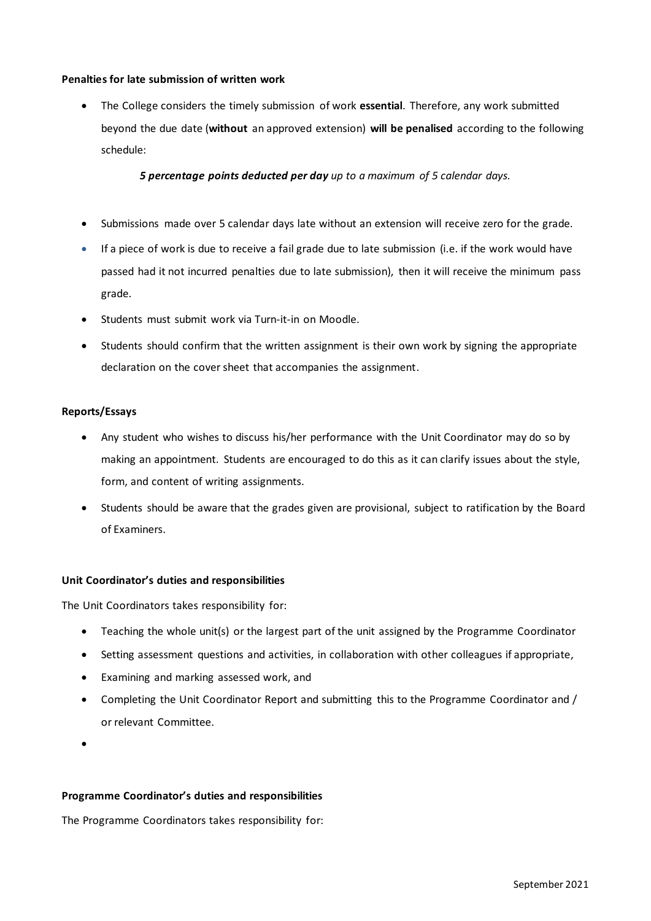**Penalties for late submission of written work**

- The College considers the timely submission of work **essential**. Therefore, any work submitted beyond the due date (**without** an approved extension) **will be penalised** according to the following schedule:

  ***5 percentage points deducted per day*** *up to a maximum of 5 calendar days.*

- Submissions made over 5 calendar days late without an extension will receive zero for the grade.
- If a piece of work is due to receive a fail grade due to late submission (i.e. if the work would have passed had it not incurred penalties due to late submission), then it will receive the minimum pass grade.
- Students must submit work via Turn-it-in on Moodle.
- Students should confirm that the written assignment is their own work by signing the appropriate declaration on the cover sheet that accompanies the assignment.

**Reports/Essays**

- Any student who wishes to discuss his/her performance with the Unit Coordinator may do so by making an appointment. Students are encouraged to do this as it can clarify issues about the style, form, and content of writing assignments.
- Students should be aware that the grades given are provisional, subject to ratification by the Board of Examiners.

**Unit Coordinator's duties and responsibilities**

The Unit Coordinators takes responsibility for:

- Teaching the whole unit(s) or the largest part of the unit assigned by the Programme Coordinator
- Setting assessment questions and activities, in collaboration with other colleagues if appropriate,
- Examining and marking assessed work, and
- Completing the Unit Coordinator Report and submitting this to the Programme Coordinator and / or relevant Committee.
- 

**Programme Coordinator's duties and responsibilities**

The Programme Coordinators takes responsibility for: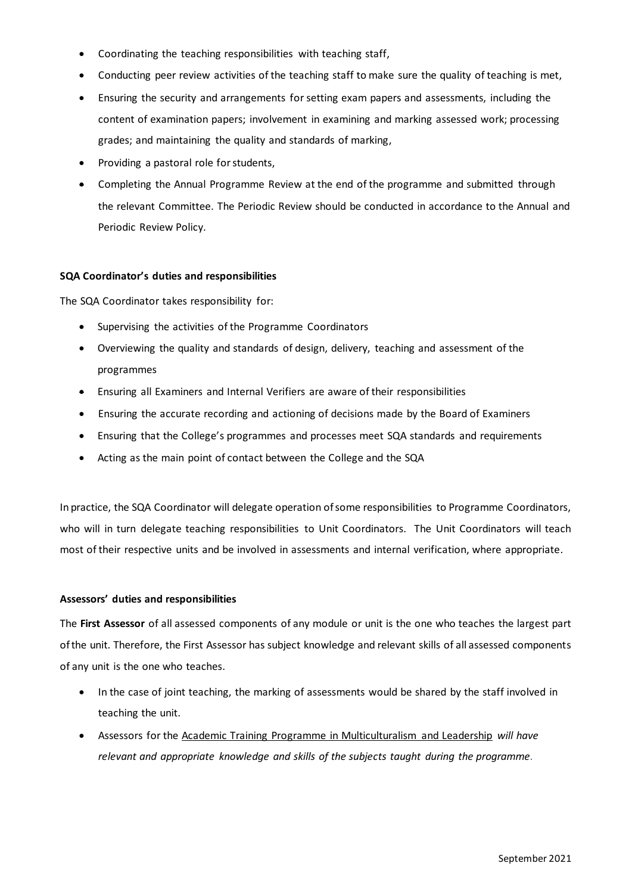- Coordinating the teaching responsibilities with teaching staff,
- Conducting peer review activities of the teaching staff to make sure the quality of teaching is met,
- Ensuring the security and arrangements for setting exam papers and assessments, including the content of examination papers; involvement in examining and marking assessed work; processing grades; and maintaining the quality and standards of marking,
- Providing a pastoral role for students,
- Completing the Annual Programme Review at the end of the programme and submitted through the relevant Committee. The Periodic Review should be conducted in accordance to the Annual and Periodic Review Policy.

**SQA Coordinator's duties and responsibilities**

The SQA Coordinator takes responsibility for:

- Supervising the activities of the Programme Coordinators
- Overviewing the quality and standards of design, delivery, teaching and assessment of the programmes
- Ensuring all Examiners and Internal Verifiers are aware of their responsibilities
- Ensuring the accurate recording and actioning of decisions made by the Board of Examiners
- Ensuring that the College's programmes and processes meet SQA standards and requirements
- Acting as the main point of contact between the College and the SQA

In practice, the SQA Coordinator will delegate operation of some responsibilities to Programme Coordinators, who will in turn delegate teaching responsibilities to Unit Coordinators. The Unit Coordinators will teach most of their respective units and be involved in assessments and internal verification, where appropriate.

**Assessors' duties and responsibilities**

The **First Assessor** of all assessed components of any module or unit is the one who teaches the largest part of the unit. Therefore, the First Assessor has subject knowledge and relevant skills of all assessed components of any unit is the one who teaches.

- In the case of joint teaching, the marking of assessments would be shared by the staff involved in teaching the unit.
- Assessors for the Academic Training Programme in Multiculturalism and Leadership *will have relevant and appropriate knowledge and skills of the subjects taught during the programme*.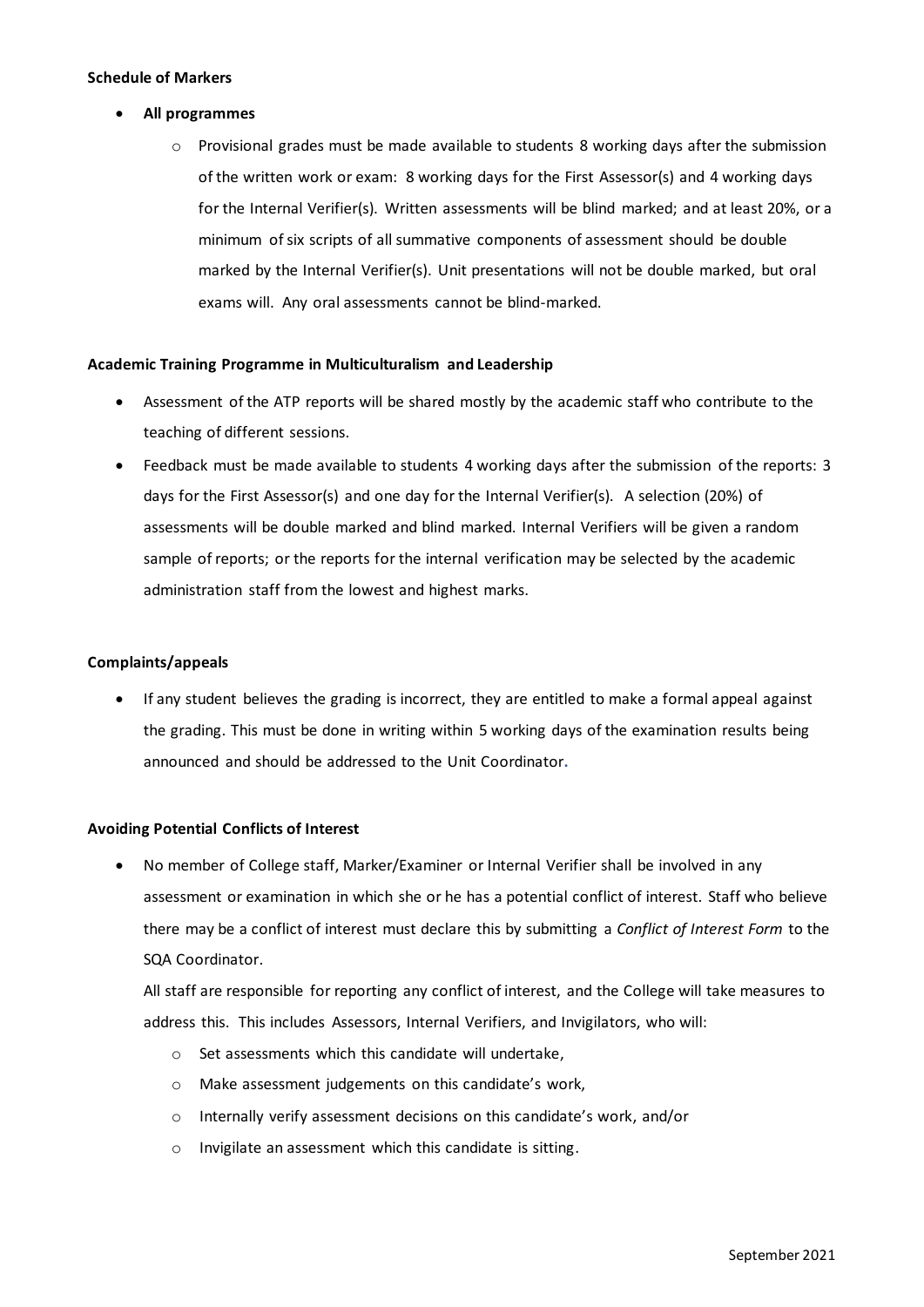**Schedule of Markers**

- **All programmes**
  - Provisional grades must be made available to students 8 working days after the submission of the written work or exam: 8 working days for the First Assessor(s) and 4 working days for the Internal Verifier(s). Written assessments will be blind marked; and at least 20%, or a minimum of six scripts of all summative components of assessment should be double marked by the Internal Verifier(s). Unit presentations will not be double marked, but oral exams will. Any oral assessments cannot be blind-marked.

**Academic Training Programme in Multiculturalism and Leadership**

- Assessment of the ATP reports will be shared mostly by the academic staff who contribute to the teaching of different sessions.
- Feedback must be made available to students 4 working days after the submission of the reports: 3 days for the First Assessor(s) and one day for the Internal Verifier(s). A selection (20%) of assessments will be double marked and blind marked. Internal Verifiers will be given a random sample of reports; or the reports for the internal verification may be selected by the academic administration staff from the lowest and highest marks.

**Complaints/appeals**

- If any student believes the grading is incorrect, they are entitled to make a formal appeal against the grading. This must be done in writing within 5 working days of the examination results being announced and should be addressed to the Unit Coordinator.

**Avoiding Potential Conflicts of Interest**

- No member of College staff, Marker/Examiner or Internal Verifier shall be involved in any assessment or examination in which she or he has a potential conflict of interest. Staff who believe there may be a conflict of interest must declare this by submitting a *Conflict of Interest Form* to the SQA Coordinator.

  All staff are responsible for reporting any conflict of interest, and the College will take measures to address this. This includes Assessors, Internal Verifiers, and Invigilators, who will:
  - Set assessments which this candidate will undertake,
  - Make assessment judgements on this candidate's work,
  - Internally verify assessment decisions on this candidate's work, and/or
  - Invigilate an assessment which this candidate is sitting.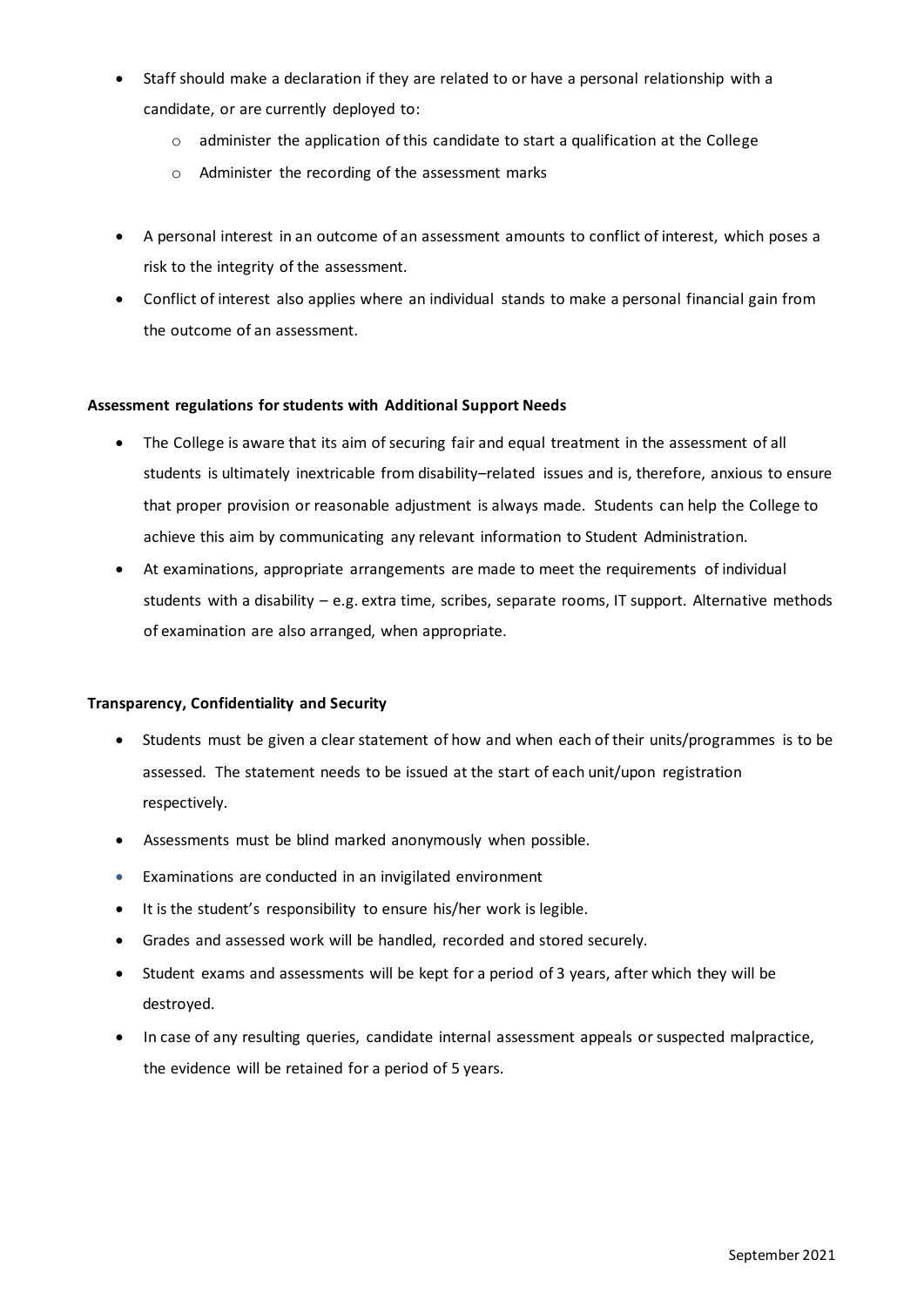- Staff should make a declaration if they are related to or have a personal relationship with a candidate, or are currently deployed to:
    - administer the application of this candidate to start a qualification at the College
    - Administer the recording of the assessment marks

- A personal interest in an outcome of an assessment amounts to conflict of interest, which poses a risk to the integrity of the assessment.
- Conflict of interest also applies where an individual stands to make a personal financial gain from the outcome of an assessment.

**Assessment regulations for students with Additional Support Needs**

- The College is aware that its aim of securing fair and equal treatment in the assessment of all students is ultimately inextricable from disability–related issues and is, therefore, anxious to ensure that proper provision or reasonable adjustment is always made. Students can help the College to achieve this aim by communicating any relevant information to Student Administration.
- At examinations, appropriate arrangements are made to meet the requirements of individual students with a disability – e.g. extra time, scribes, separate rooms, IT support. Alternative methods of examination are also arranged, when appropriate.

**Transparency, Confidentiality and Security**

- Students must be given a clear statement of how and when each of their units/programmes is to be assessed. The statement needs to be issued at the start of each unit/upon registration respectively.
- Assessments must be blind marked anonymously when possible.
- Examinations are conducted in an invigilated environment
- It is the student's responsibility to ensure his/her work is legible.
- Grades and assessed work will be handled, recorded and stored securely.
- Student exams and assessments will be kept for a period of 3 years, after which they will be destroyed.
- In case of any resulting queries, candidate internal assessment appeals or suspected malpractice, the evidence will be retained for a period of 5 years.

September 2021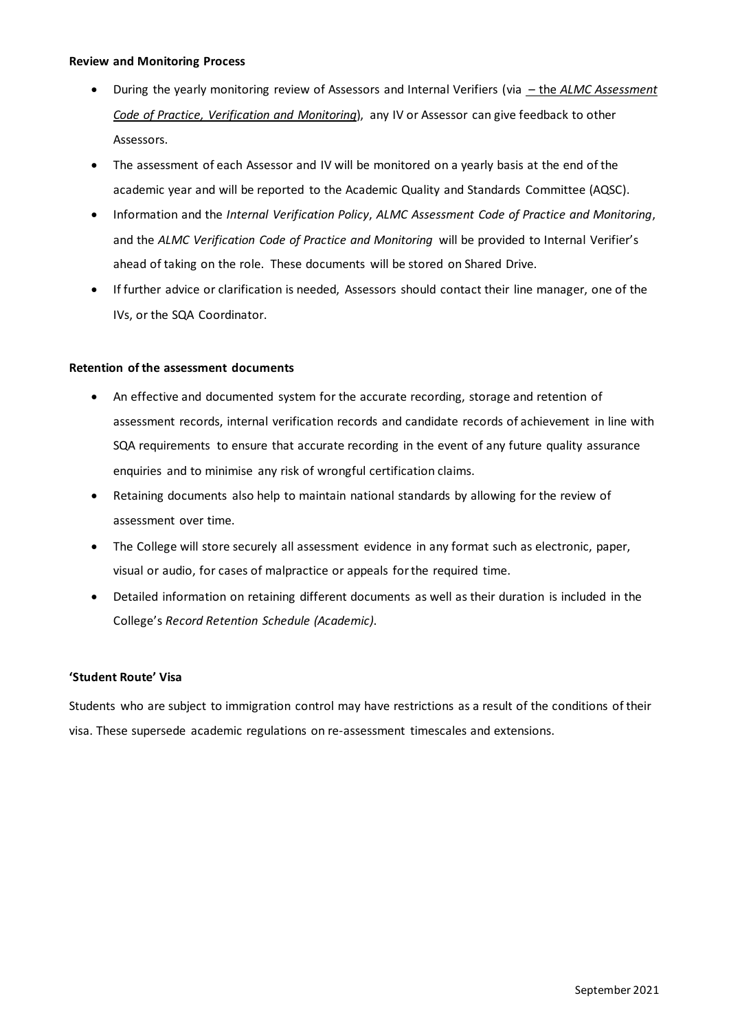**Review and Monitoring Process**

- During the yearly monitoring review of Assessors and Internal Verifiers (via – the *ALMC Assessment Code of Practice, Verification and Monitoring*), any IV or Assessor can give feedback to other Assessors.
- The assessment of each Assessor and IV will be monitored on a yearly basis at the end of the academic year and will be reported to the Academic Quality and Standards Committee (AQSC).
- Information and the *Internal Verification Policy*, *ALMC Assessment Code of Practice and Monitoring*, and the *ALMC Verification Code of Practice and Monitoring* will be provided to Internal Verifier's ahead of taking on the role. These documents will be stored on Shared Drive.
- If further advice or clarification is needed, Assessors should contact their line manager, one of the IVs, or the SQA Coordinator.

**Retention of the assessment documents**

- An effective and documented system for the accurate recording, storage and retention of assessment records, internal verification records and candidate records of achievement in line with SQA requirements to ensure that accurate recording in the event of any future quality assurance enquiries and to minimise any risk of wrongful certification claims.
- Retaining documents also help to maintain national standards by allowing for the review of assessment over time.
- The College will store securely all assessment evidence in any format such as electronic, paper, visual or audio, for cases of malpractice or appeals for the required time.
- Detailed information on retaining different documents as well as their duration is included in the College's *Record Retention Schedule (Academic)*.

**'Student Route' Visa**

Students who are subject to immigration control may have restrictions as a result of the conditions of their visa. These supersede academic regulations on re-assessment timescales and extensions.

September 2021